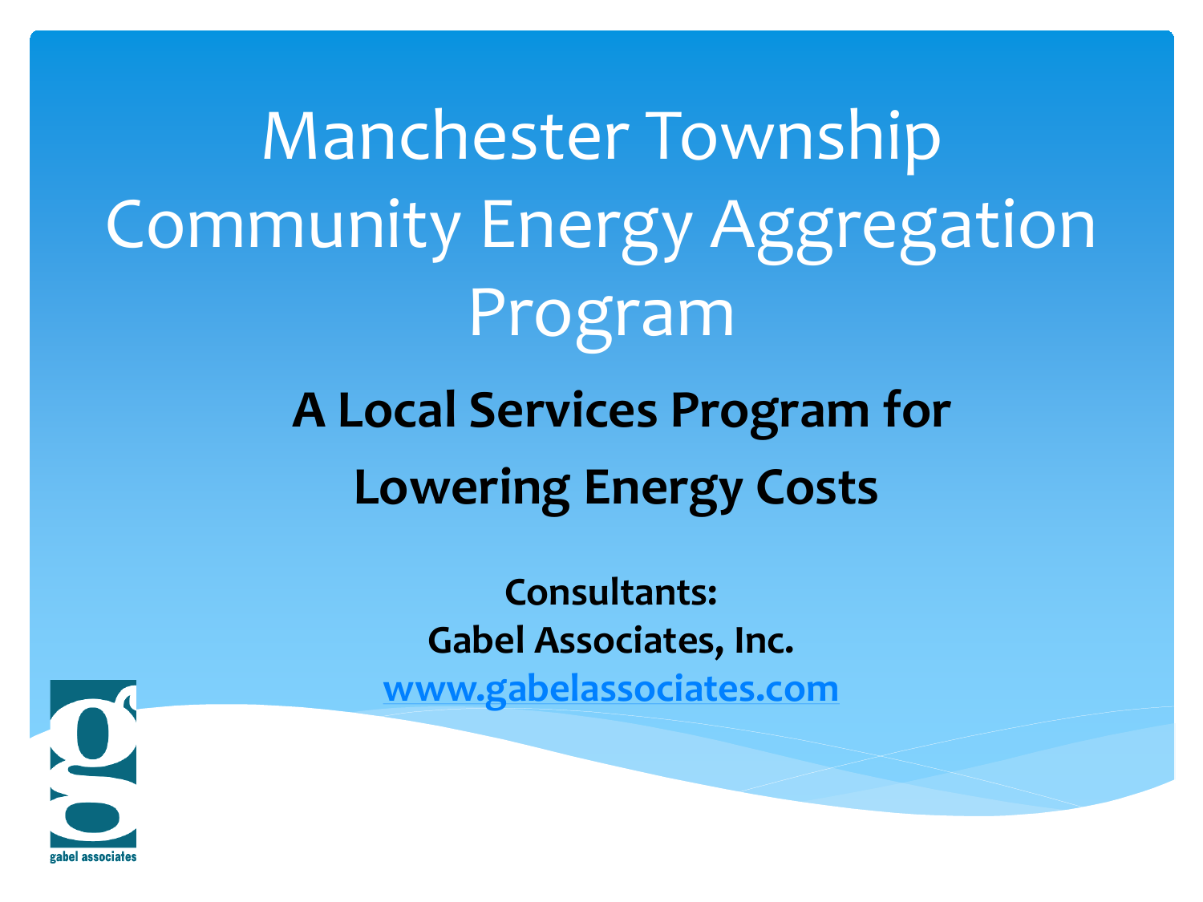# Manchester Township Community Energy Aggregation Program

**A Local Services Program for Lowering Energy Costs**

**Consultants:**
**Gabel Associates, Inc.**
**www.gabelassociates.com**

gabel associates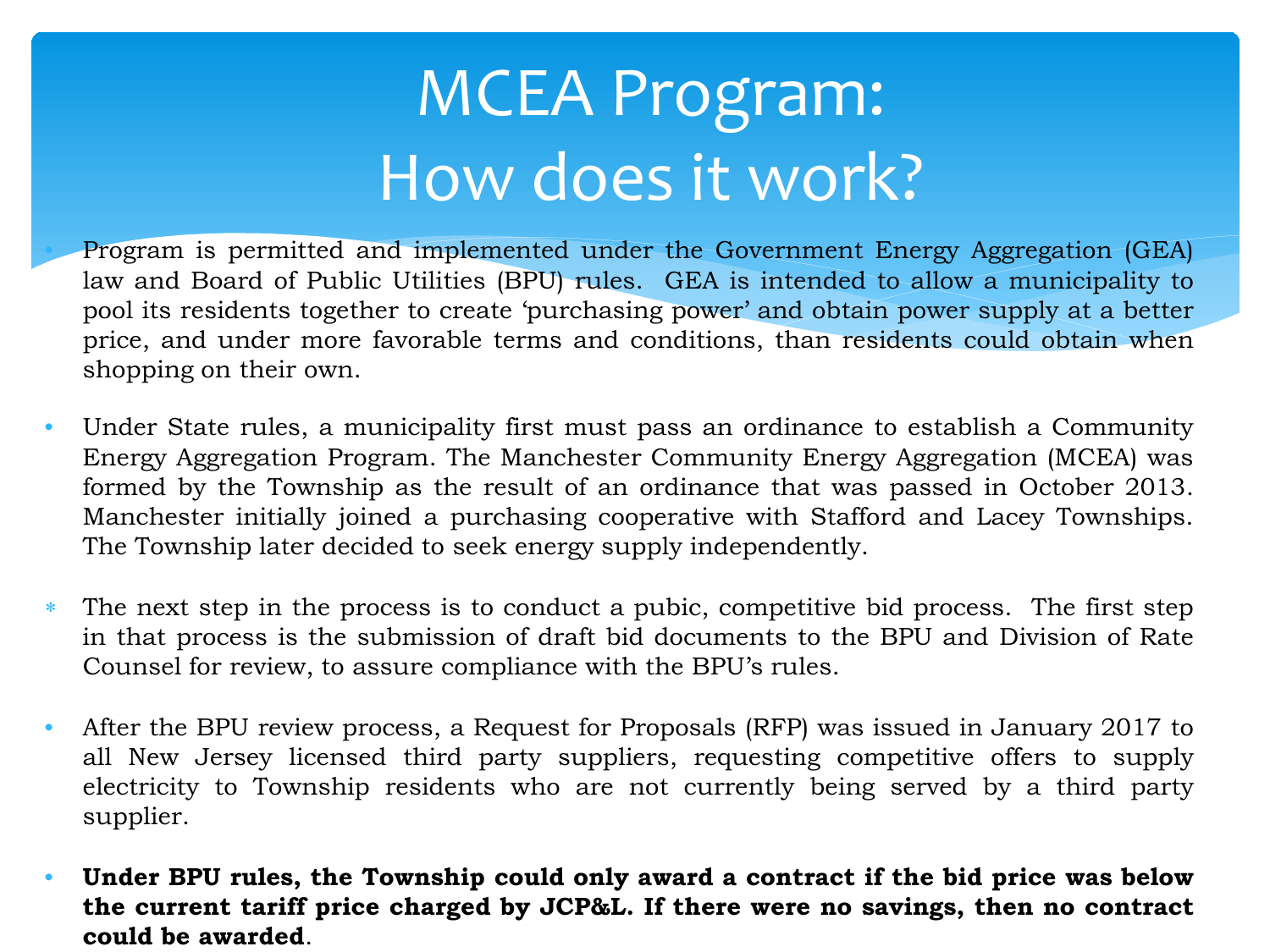# MCEA Program: How does it work?

- Program is permitted and implemented under the Government Energy Aggregation (GEA) law and Board of Public Utilities (BPU) rules. GEA is intended to allow a municipality to pool its residents together to create 'purchasing power' and obtain power supply at a better price, and under more favorable terms and conditions, than residents could obtain when shopping on their own.

- Under State rules, a municipality first must pass an ordinance to establish a Community Energy Aggregation Program. The Manchester Community Energy Aggregation (MCEA) was formed by the Township as the result of an ordinance that was passed in October 2013. Manchester initially joined a purchasing cooperative with Stafford and Lacey Townships. The Township later decided to seek energy supply independently.

- The next step in the process is to conduct a pubic, competitive bid process. The first step in that process is the submission of draft bid documents to the BPU and Division of Rate Counsel for review, to assure compliance with the BPU's rules.

- After the BPU review process, a Request for Proposals (RFP) was issued in January 2017 to all New Jersey licensed third party suppliers, requesting competitive offers to supply electricity to Township residents who are not currently being served by a third party supplier.

- **Under BPU rules, the Township could only award a contract if the bid price was below the current tariff price charged by JCP&L. If there were no savings, then no contract could be awarded**.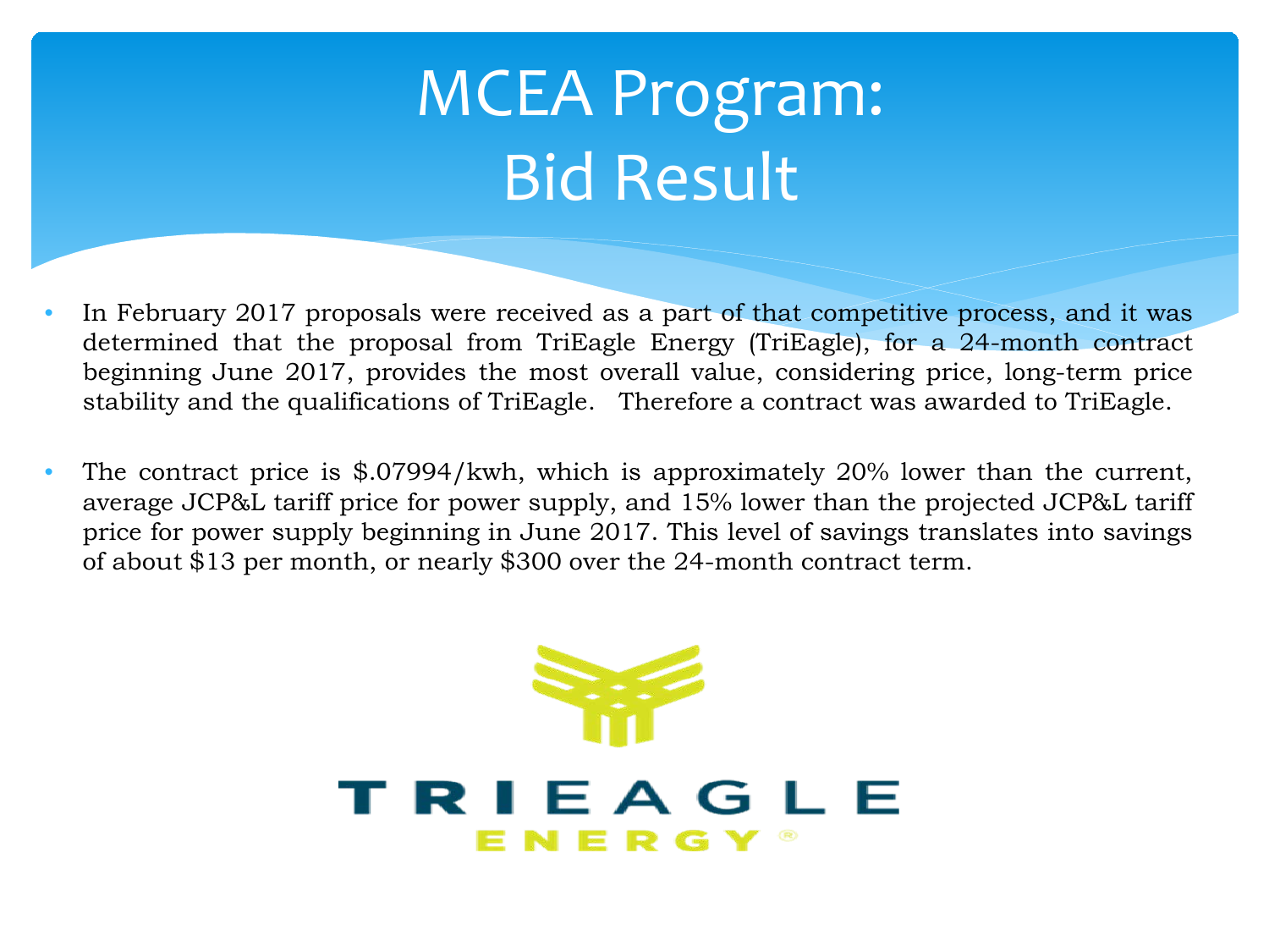# MCEA Program: Bid Result

- In February 2017 proposals were received as a part of that competitive process, and it was determined that the proposal from TriEagle Energy (TriEagle), for a 24-month contract beginning June 2017, provides the most overall value, considering price, long-term price stability and the qualifications of TriEagle. Therefore a contract was awarded to TriEagle.

- The contract price is $.07994/kwh, which is approximately 20% lower than the current, average JCP&L tariff price for power supply, and 15% lower than the projected JCP&L tariff price for power supply beginning in June 2017. This level of savings translates into savings of about $13 per month, or nearly $300 over the 24-month contract term.

TRIEAGLE ENERGY®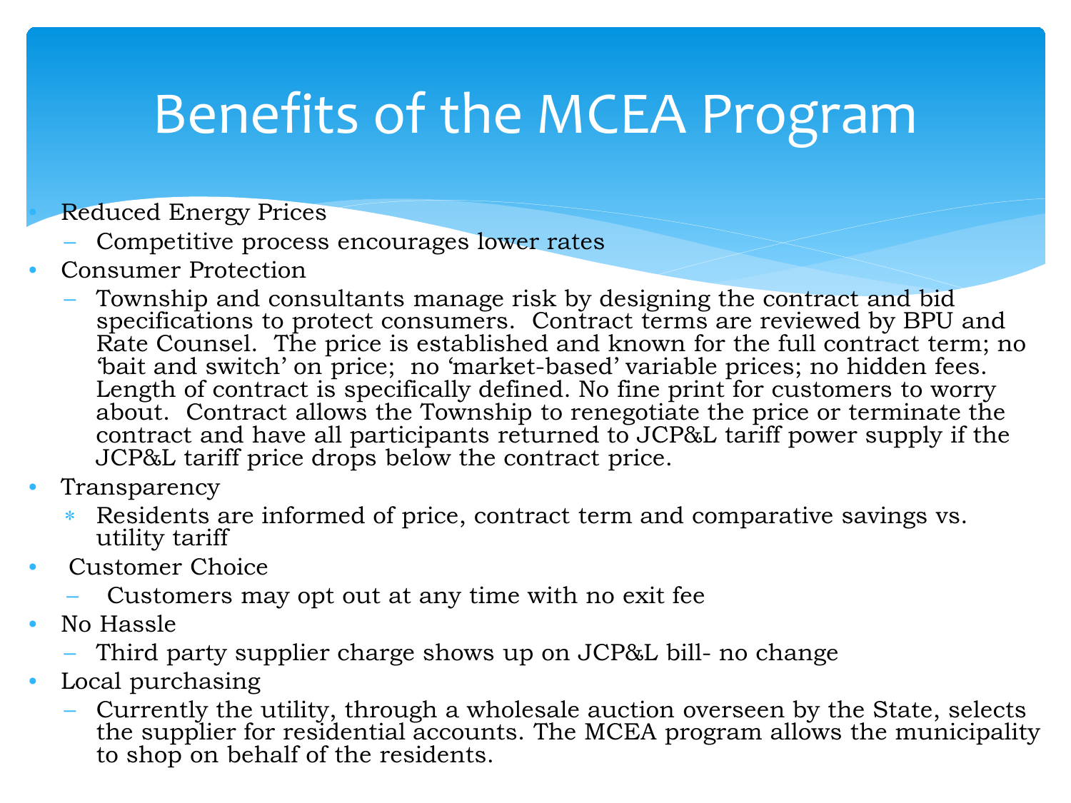# Benefits of the MCEA Program

- Reduced Energy Prices
  - Competitive process encourages lower rates
- Consumer Protection
  - Township and consultants manage risk by designing the contract and bid specifications to protect consumers. Contract terms are reviewed by BPU and Rate Counsel. The price is established and known for the full contract term; no 'bait and switch' on price; no 'market-based' variable prices; no hidden fees. Length of contract is specifically defined. No fine print for customers to worry about. Contract allows the Township to renegotiate the price or terminate the contract and have all participants returned to JCP&L tariff power supply if the JCP&L tariff price drops below the contract price.
- Transparency
  - Residents are informed of price, contract term and comparative savings vs. utility tariff
- Customer Choice
  - Customers may opt out at any time with no exit fee
- No Hassle
  - Third party supplier charge shows up on JCP&L bill- no change
- Local purchasing
  - Currently the utility, through a wholesale auction overseen by the State, selects the supplier for residential accounts. The MCEA program allows the municipality to shop on behalf of the residents.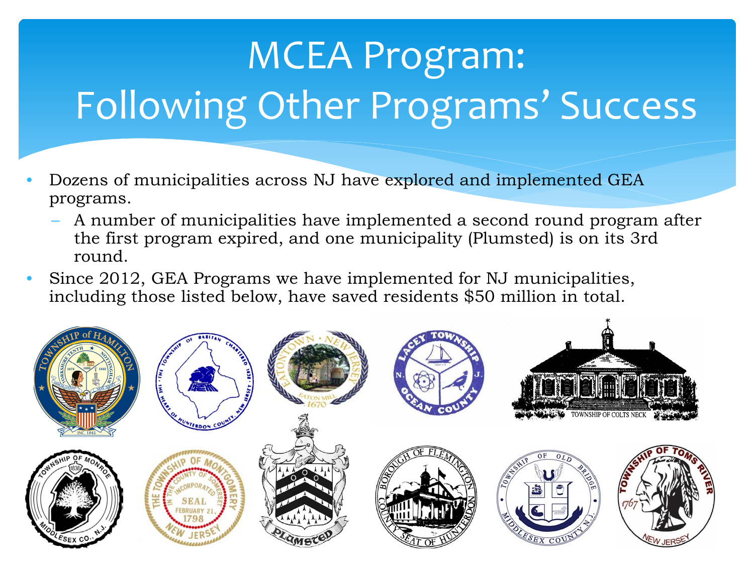# MCEA Program: Following Other Programs' Success

- Dozens of municipalities across NJ have explored and implemented GEA programs.
  - A number of municipalities have implemented a second round program after the first program expired, and one municipality (Plumsted) is on its 3rd round.
- Since 2012, GEA Programs we have implemented for NJ municipalities, including those listed below, have saved residents $50 million in total.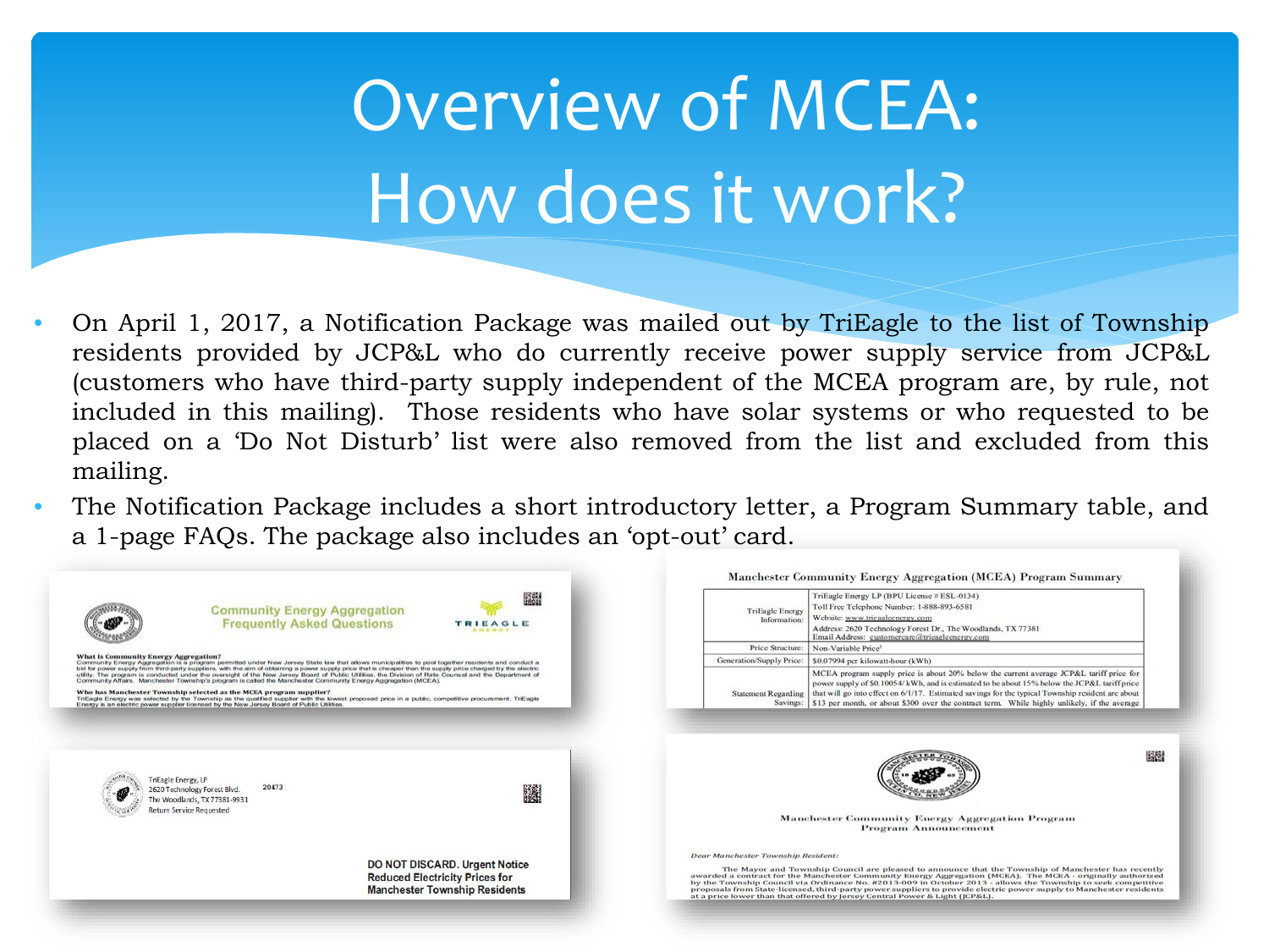# Overview of MCEA: How does it work?

- On April 1, 2017, a Notification Package was mailed out by TriEagle to the list of Township residents provided by JCP&L who do currently receive power supply service from JCP&L (customers who have third-party supply independent of the MCEA program are, by rule, not included in this mailing). Those residents who have solar systems or who requested to be placed on a 'Do Not Disturb' list were also removed from the list and excluded from this mailing.
- The Notification Package includes a short introductory letter, a Program Summary table, and a 1-page FAQs. The package also includes an 'opt-out' card.

**Community Energy Aggregation Frequently Asked Questions**

TRIEAGLE ENERGY

**What is Community Energy Aggregation?**
Community Energy Aggregation is a program permitted under New Jersey State law that allows municipalities to pool together residents and conduct a bid for power supply from third-party suppliers, with the aim of obtaining a power supply price that is cheaper than the supply price charged by the electric utility. The program is conducted under the oversight of the New Jersey Board of Public Utilities, the Division of Rate Counsel and the Department of Community Affairs. Manchester Township's program is called the Manchester Community Energy Aggregation (MCEA).

**Who has Manchester Township selected as the MCEA program supplier?**
TriEagle Energy was selected by the Township as the qualified supplier with the lowest proposed price in a public, competitive procurement. TriEagle Energy is an electric power supplier licensed by the New Jersey Board of Public Utilities.

**Manchester Community Energy Aggregation (MCEA) Program Summary**

| | |
|---|---|
| TriEagle Energy Information: | TriEagle Energy LP (BPU License # ESL-0134)<br>Toll Free Telephone Number: 1-888-893-6581<br>Website: www.trieagleenergy.com<br>Address: 2620 Technology Forest Dr., The Woodlands, TX 77381<br>Email Address: customercare@trieagleenergy.com |
| Price Structure: | Non-Variable Price[1] |
| Generation/Supply Price: | $0.07994 per kilowatt-hour (kWh) |
| Statement Regarding Savings: | MCEA program supply price is about 20% below the current average JCP&L tariff price for power supply of $0.10054/ kWh, and is estimated to be about 15% below the JCP&L tariff price that will go into effect on 6/1/17. Estimated savings for the typical Township resident are about $13 per month, or about $300 over the contract term. While highly unlikely, if the average |

TriEagle Energy, LP
2620 Technology Forest Blvd.
The Woodlands, TX 77381-9931
Return Service Requested

20473

**DO NOT DISCARD. Urgent Notice Reduced Electricity Prices for Manchester Township Residents**

**Manchester Community Energy Aggregation Program**
**Program Announcement**

*Dear Manchester Township Resident:*

The Mayor and Township Council are pleased to announce that the Township of Manchester has recently awarded a contract for the Manchester Community Energy Aggregation (MCEA). The MCEA - originally authorized by the Township Council via Ordinance No. #2013-009 in October 2013 - allows the Township to seek competitive proposals from State-licensed, third-party power suppliers to provide electric power supply to Manchester residents at a price lower than that offered by Jersey Central Power & Light (JCP&L).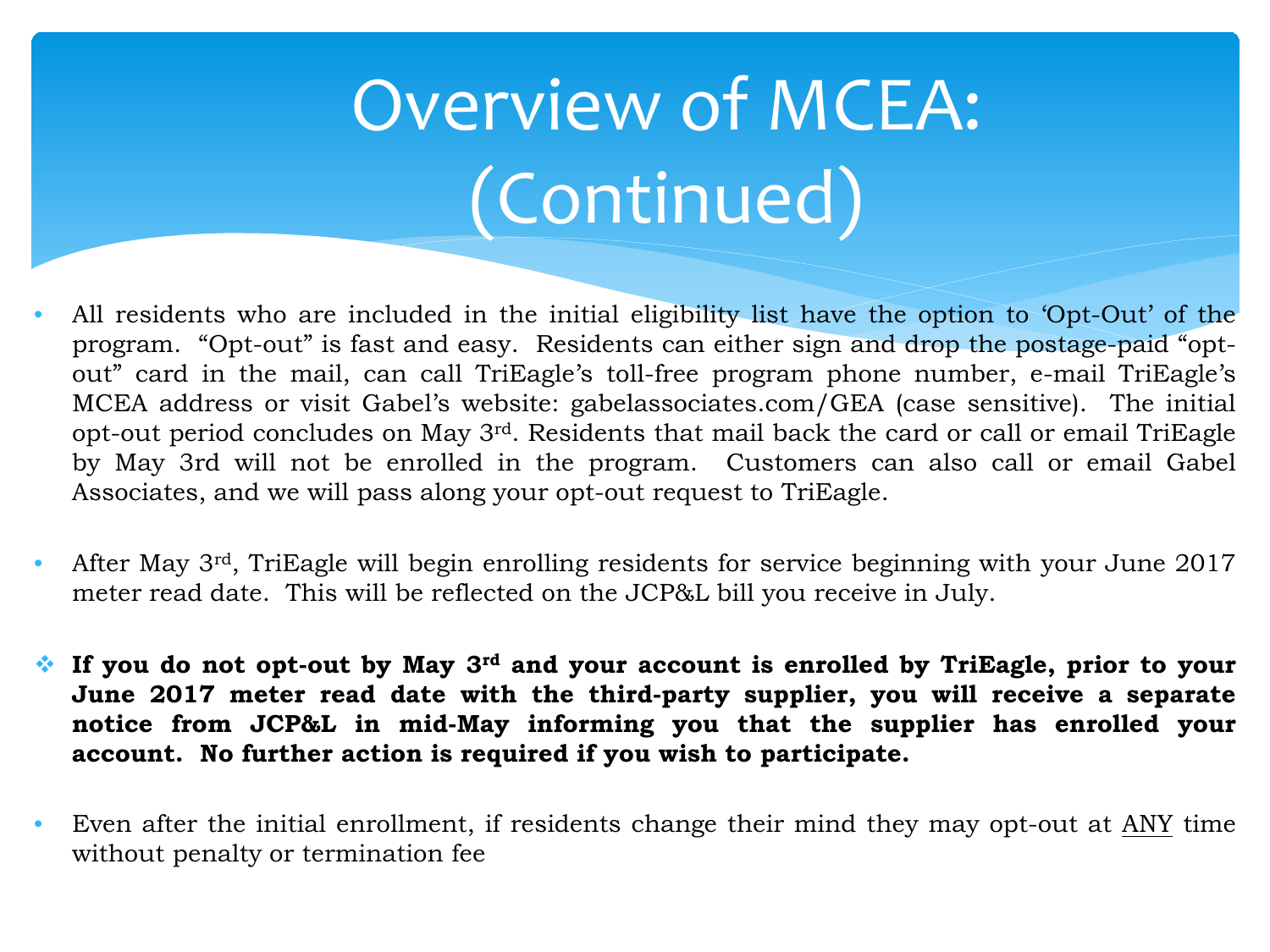# Overview of MCEA: (Continued)

- All residents who are included in the initial eligibility list have the option to 'Opt-Out' of the program. "Opt-out" is fast and easy. Residents can either sign and drop the postage-paid "opt-out" card in the mail, can call TriEagle's toll-free program phone number, e-mail TriEagle's MCEA address or visit Gabel's website: gabelassociates.com/GEA (case sensitive). The initial opt-out period concludes on May 3rd. Residents that mail back the card or call or email TriEagle by May 3rd will not be enrolled in the program. Customers can also call or email Gabel Associates, and we will pass along your opt-out request to TriEagle.

- After May 3rd, TriEagle will begin enrolling residents for service beginning with your June 2017 meter read date. This will be reflected on the JCP&L bill you receive in July.

- **If you do not opt-out by May 3rd and your account is enrolled by TriEagle, prior to your June 2017 meter read date with the third-party supplier, you will receive a separate notice from JCP&L in mid-May informing you that the supplier has enrolled your account. No further action is required if you wish to participate.**

- Even after the initial enrollment, if residents change their mind they may opt-out at ANY time without penalty or termination fee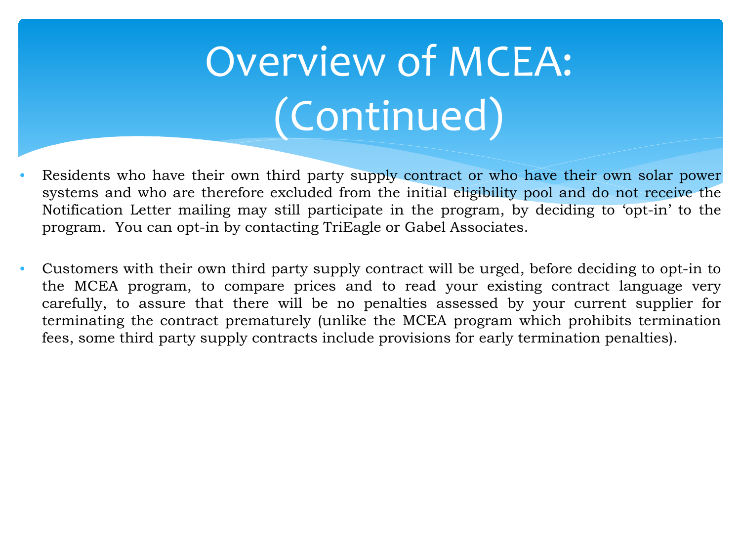# Overview of MCEA: (Continued)

- Residents who have their own third party supply contract or who have their own solar power systems and who are therefore excluded from the initial eligibility pool and do not receive the Notification Letter mailing may still participate in the program, by deciding to 'opt-in' to the program. You can opt-in by contacting TriEagle or Gabel Associates.

- Customers with their own third party supply contract will be urged, before deciding to opt-in to the MCEA program, to compare prices and to read your existing contract language very carefully, to assure that there will be no penalties assessed by your current supplier for terminating the contract prematurely (unlike the MCEA program which prohibits termination fees, some third party supply contracts include provisions for early termination penalties).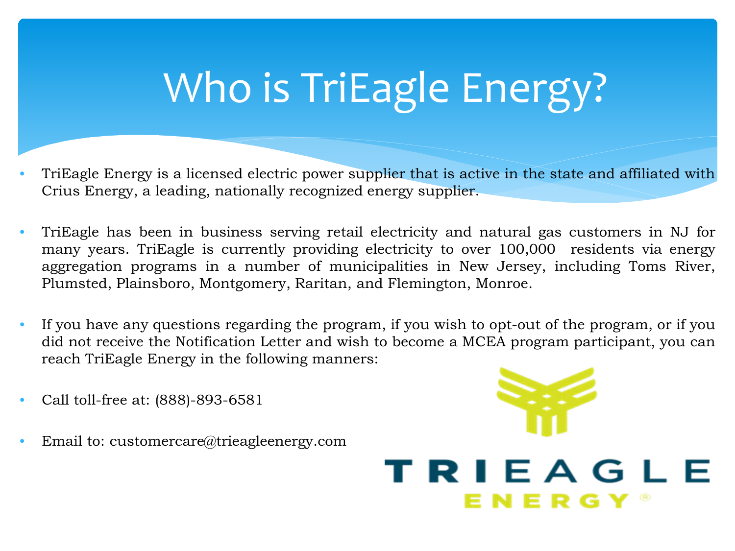# Who is TriEagle Energy?

- TriEagle Energy is a licensed electric power supplier that is active in the state and affiliated with Crius Energy, a leading, nationally recognized energy supplier.
- TriEagle has been in business serving retail electricity and natural gas customers in NJ for many years. TriEagle is currently providing electricity to over 100,000 residents via energy aggregation programs in a number of municipalities in New Jersey, including Toms River, Plumsted, Plainsboro, Montgomery, Raritan, and Flemington, Monroe.
- If you have any questions regarding the program, if you wish to opt-out of the program, or if you did not receive the Notification Letter and wish to become a MCEA program participant, you can reach TriEagle Energy in the following manners:
- Call toll-free at: (888)-893-6581
- Email to: customercare@trieagleenergy.com

TRIEAGLE ENERGY®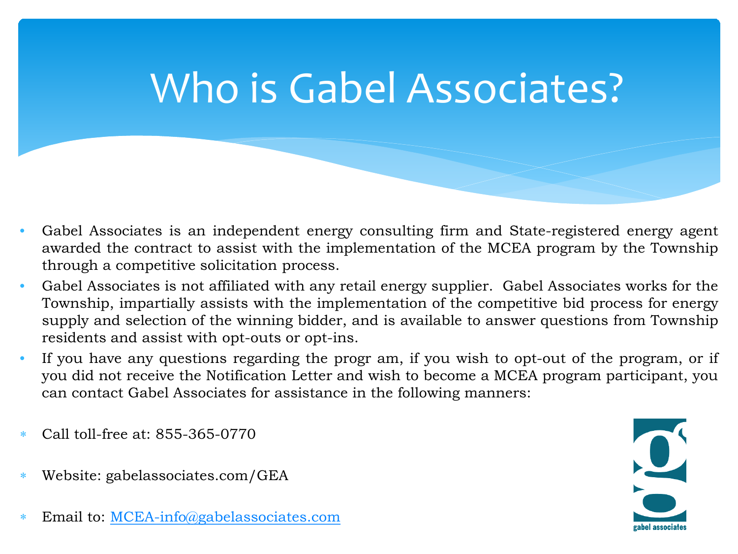# Who is Gabel Associates?

- Gabel Associates is an independent energy consulting firm and State-registered energy agent awarded the contract to assist with the implementation of the MCEA program by the Township through a competitive solicitation process.
- Gabel Associates is not affiliated with any retail energy supplier. Gabel Associates works for the Township, impartially assists with the implementation of the competitive bid process for energy supply and selection of the winning bidder, and is available to answer questions from Township residents and assist with opt-outs or opt-ins.
- If you have any questions regarding the progr am, if you wish to opt-out of the program, or if you did not receive the Notification Letter and wish to become a MCEA program participant, you can contact Gabel Associates for assistance in the following manners:

* Call toll-free at: 855-365-0770
* Website: gabelassociates.com/GEA
* Email to: MCEA-info@gabelassociates.com

gabel associates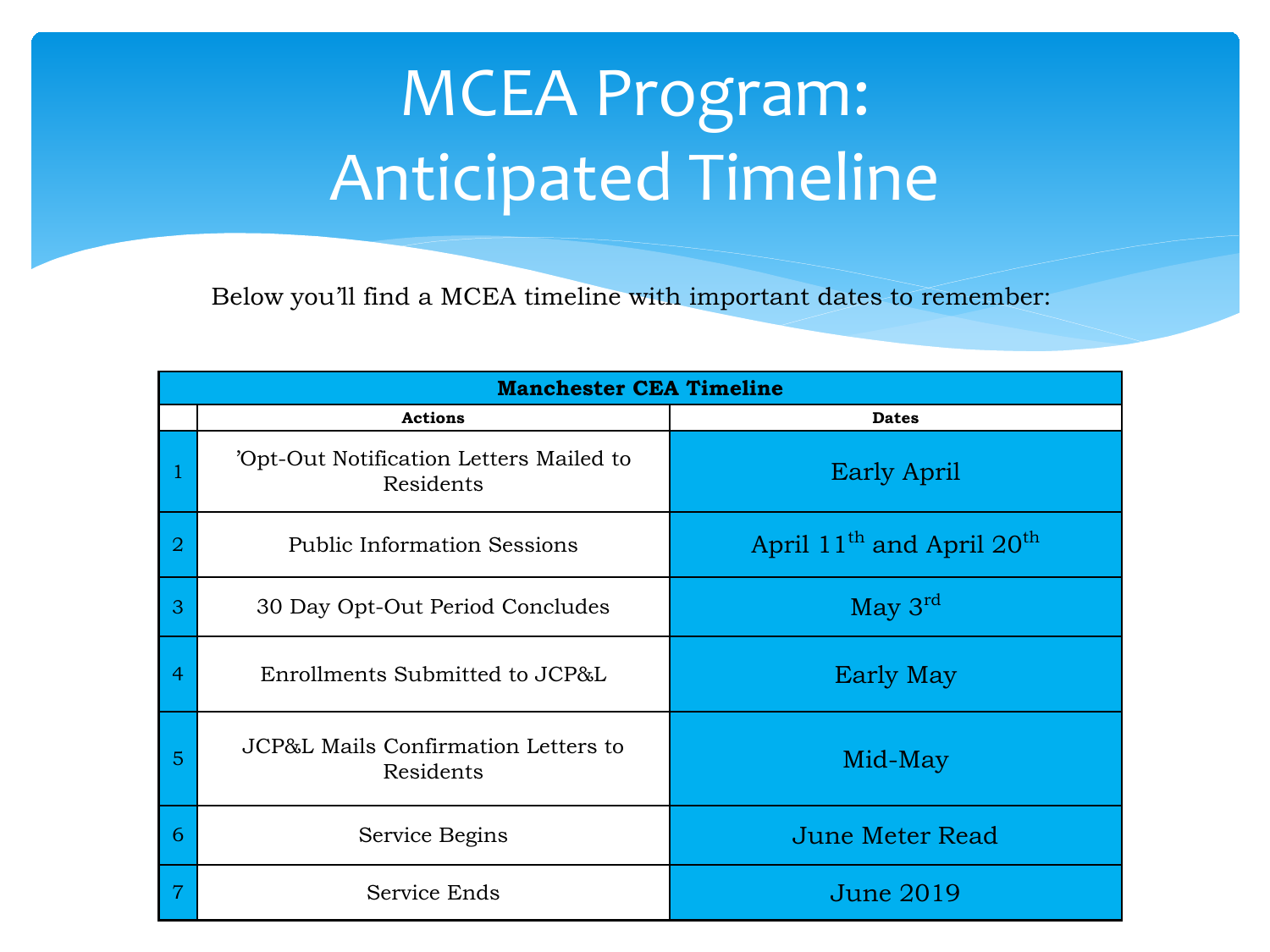# MCEA Program: Anticipated Timeline

Below you'll find a MCEA timeline with important dates to remember:

| Manchester CEA Timeline | | |
|---|---|---|
| | **Actions** | **Dates** |
| 1 | 'Opt-Out Notification Letters Mailed to Residents | Early April |
| 2 | Public Information Sessions | April 11th and April 20th |
| 3 | 30 Day Opt-Out Period Concludes | May 3rd |
| 4 | Enrollments Submitted to JCP&L | Early May |
| 5 | JCP&L Mails Confirmation Letters to Residents | Mid-May |
| 6 | Service Begins | June Meter Read |
| 7 | Service Ends | June 2019 |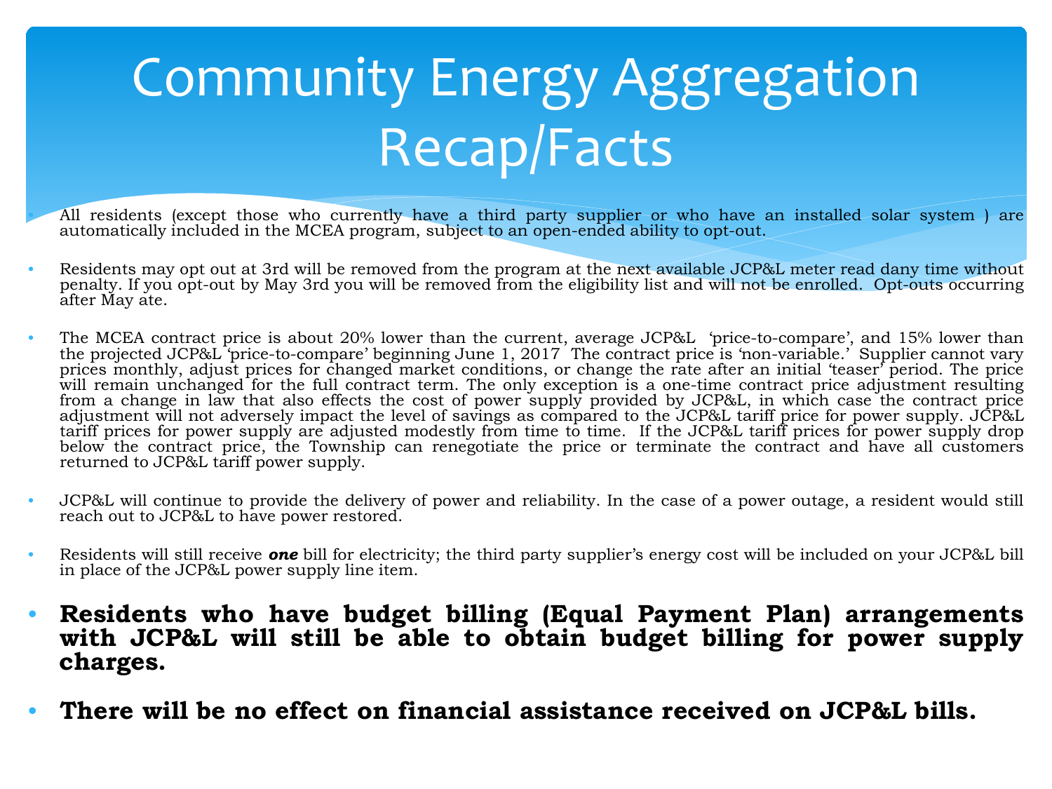# Community Energy Aggregation Recap/Facts

- All residents (except those who currently have a third party supplier or who have an installed solar system ) are automatically included in the MCEA program, subject to an open-ended ability to opt-out.
- Residents may opt out at 3rd will be removed from the program at the next available JCP&L meter read dany time without penalty. If you opt-out by May 3rd you will be removed from the eligibility list and will not be enrolled. Opt-outs occurring after May ate.
- The MCEA contract price is about 20% lower than the current, average JCP&L 'price-to-compare', and 15% lower than the projected JCP&L 'price-to-compare' beginning June 1, 2017 The contract price is 'non-variable.' Supplier cannot vary prices monthly, adjust prices for changed market conditions, or change the rate after an initial 'teaser' period. The price will remain unchanged for the full contract term. The only exception is a one-time contract price adjustment resulting from a change in law that also effects the cost of power supply provided by JCP&L, in which case the contract price adjustment will not adversely impact the level of savings as compared to the JCP&L tariff price for power supply. JCP&L tariff prices for power supply are adjusted modestly from time to time. If the JCP&L tariff prices for power supply drop below the contract price, the Township can renegotiate the price or terminate the contract and have all customers returned to JCP&L tariff power supply.
- JCP&L will continue to provide the delivery of power and reliability. In the case of a power outage, a resident would still reach out to JCP&L to have power restored.
- Residents will still receive ***one*** bill for electricity; the third party supplier's energy cost will be included on your JCP&L bill in place of the JCP&L power supply line item.
- **Residents who have budget billing (Equal Payment Plan) arrangements with JCP&L will still be able to obtain budget billing for power supply charges.**
- **There will be no effect on financial assistance received on JCP&L bills.**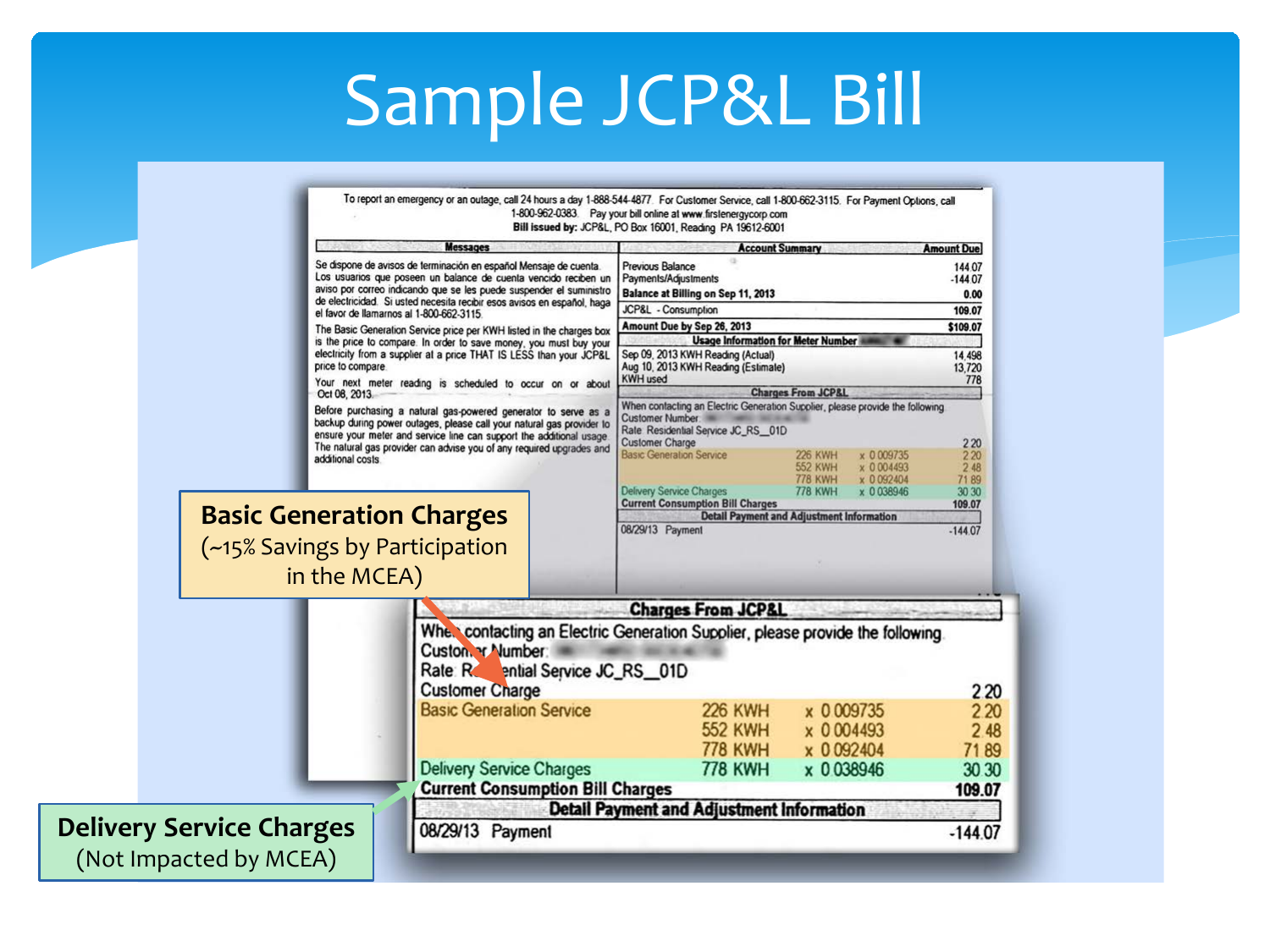# Sample JCP&L Bill

To report an emergency or an outage, call 24 hours a day 1-888-544-4877. For Customer Service, call 1-800-662-3115. For Payment Options, call 1-800-962-0383. Pay your bill online at www.firstenergycorp.com
**Bill issued by:** JCP&L, PO Box 16001, Reading PA 19612-6001

**Messages**

Se dispone de avisos de terminación en español Mensaje de cuenta. Los usuarios que poseen un balance de cuenta vencido reciben un aviso por correo indicando que se les puede suspender el suministro de electricidad. Si usted necesita recibir esos avisos en español, haga el favor de llamarnos al 1-800-662-3115.

The Basic Generation Service price per KWH listed in the charges box is the price to compare. In order to save money, you must buy your electricity from a supplier at a price THAT IS LESS than your JCP&L price to compare.

Your next meter reading is scheduled to occur on or about Oct 08, 2013.

Before purchasing a natural gas-powered generator to serve as a backup during power outages, please call your natural gas provider to ensure your meter and service line can support the additional usage. The natural gas provider can advise you of any required upgrades and additional costs.

| Account Summary | Amount Due |
|---|---|
| Previous Balance | 144.07 |
| Payments/Adjustments | -144.07 |
| **Balance at Billing on Sep 11, 2013** | **0.00** |
| JCP&L - Consumption | 109.07 |
| **Amount Due by Sep 26, 2013** | **$109.07** |

**Usage Information for Meter Number**

| | |
|---|---|
| Sep 09, 2013 KWH Reading (Actual) | 14,498 |
| Aug 10, 2013 KWH Reading (Estimate) | 13,720 |
| KWH used | 778 |

**Charges From JCP&L**

When contacting an Electric Generation Supplier, please provide the following
Customer Number:
Rate: Residential Service JC_RS__01D

| | | | |
|---|---|---|---|
| Customer Charge | | | 2.20 |
| Basic Generation Service | 226 KWH | x 0.009735 | 2.20 |
| | 552 KWH | x 0.004493 | 2.48 |
| | 778 KWH | x 0.092404 | 71.89 |
| Delivery Service Charges | 778 KWH | x 0.038946 | 30.30 |
| **Current Consumption Bill Charges** | | | **109.07** |

**Detail Payment and Adjustment Information**

| | |
|---|---|
| 08/29/13 Payment | -144.07 |

**Basic Generation Charges**
(~15% Savings by Participation in the MCEA)

**Delivery Service Charges**
(Not Impacted by MCEA)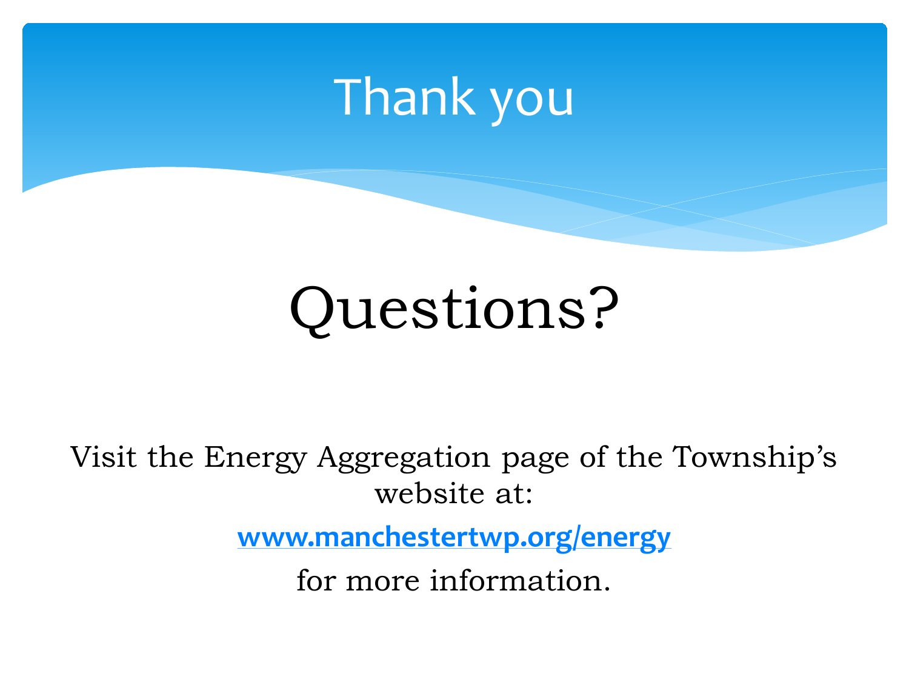# Thank you

## Questions?

Visit the Energy Aggregation page of the Township's website at:

[www.manchestertwp.org/energy](http://www.manchestertwp.org/energy)

for more information.